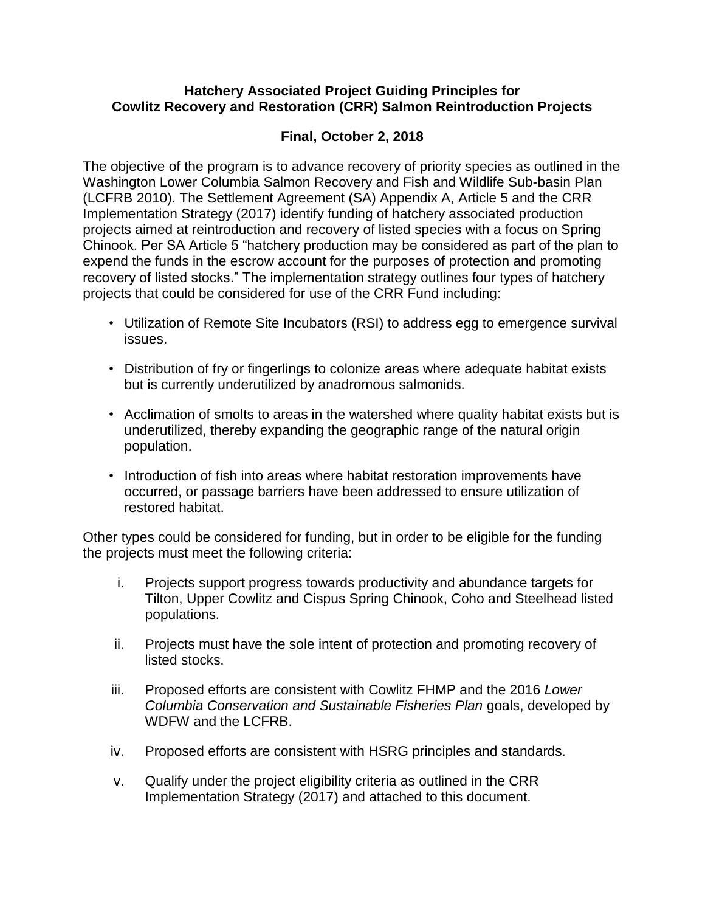# Hatchery Associated Project Guiding Principles for Cowlitz Recovery and Restoration (CRR) Salmon Reintroduction Projects

## Final, October 2, 2018

The objective of the program is to advance recovery of priority species as outlined in the Washington Lower Columbia Salmon Recovery and Fish and Wildlife Sub-basin Plan (LCFRB 2010). The Settlement Agreement (SA) Appendix A, Article 5 and the CRR Implementation Strategy (2017) identify funding of hatchery associated production projects aimed at reintroduction and recovery of listed species with a focus on Spring Chinook. Per SA Article 5 "hatchery production may be considered as part of the plan to expend the funds in the escrow account for the purposes of protection and promoting recovery of listed stocks." The implementation strategy outlines four types of hatchery projects that could be considered for use of the CRR Fund including:

- Utilization of Remote Site Incubators (RSI) to address egg to emergence survival issues.
- Distribution of fry or fingerlings to colonize areas where adequate habitat exists but is currently underutilized by anadromous salmonids.
- Acclimation of smolts to areas in the watershed where quality habitat exists but is underutilized, thereby expanding the geographic range of the natural origin population.
- Introduction of fish into areas where habitat restoration improvements have occurred, or passage barriers have been addressed to ensure utilization of restored habitat.

Other types could be considered for funding, but in order to be eligible for the funding the projects must meet the following criteria:

i. Projects support progress towards productivity and abundance targets for Tilton, Upper Cowlitz and Cispus Spring Chinook, Coho and Steelhead listed populations.

ii. Projects must have the sole intent of protection and promoting recovery of listed stocks.

iii. Proposed efforts are consistent with Cowlitz FHMP and the 2016 *Lower Columbia Conservation and Sustainable Fisheries Plan* goals, developed by WDFW and the LCFRB.

iv. Proposed efforts are consistent with HSRG principles and standards.

v. Qualify under the project eligibility criteria as outlined in the CRR Implementation Strategy (2017) and attached to this document.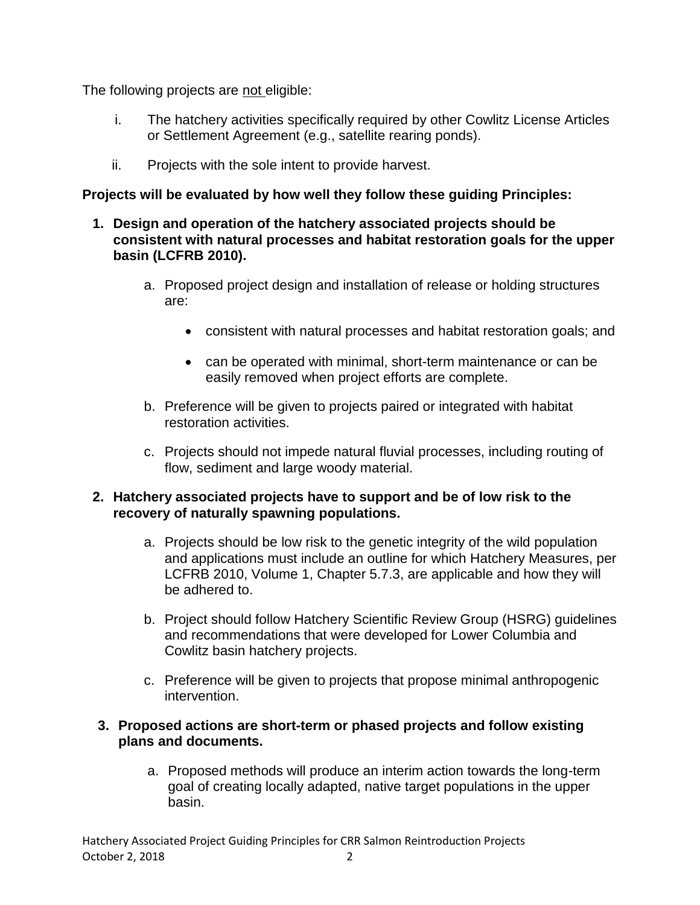The following projects are <u>not</u> eligible:

i. The hatchery activities specifically required by other Cowlitz License Articles or Settlement Agreement (e.g., satellite rearing ponds).

ii. Projects with the sole intent to provide harvest.

**Projects will be evaluated by how well they follow these guiding Principles:**

1. **Design and operation of the hatchery associated projects should be consistent with natural processes and habitat restoration goals for the upper basin (LCFRB 2010).**

    a. Proposed project design and installation of release or holding structures are:

    - consistent with natural processes and habitat restoration goals; and
    - can be operated with minimal, short-term maintenance or can be easily removed when project efforts are complete.

    b. Preference will be given to projects paired or integrated with habitat restoration activities.

    c. Projects should not impede natural fluvial processes, including routing of flow, sediment and large woody material.

2. **Hatchery associated projects have to support and be of low risk to the recovery of naturally spawning populations.**

    a. Projects should be low risk to the genetic integrity of the wild population and applications must include an outline for which Hatchery Measures, per LCFRB 2010, Volume 1, Chapter 5.7.3, are applicable and how they will be adhered to.

    b. Project should follow Hatchery Scientific Review Group (HSRG) guidelines and recommendations that were developed for Lower Columbia and Cowlitz basin hatchery projects.

    c. Preference will be given to projects that propose minimal anthropogenic intervention.

3. **Proposed actions are short-term or phased projects and follow existing plans and documents.**

    a. Proposed methods will produce an interim action towards the long-term goal of creating locally adapted, native target populations in the upper basin.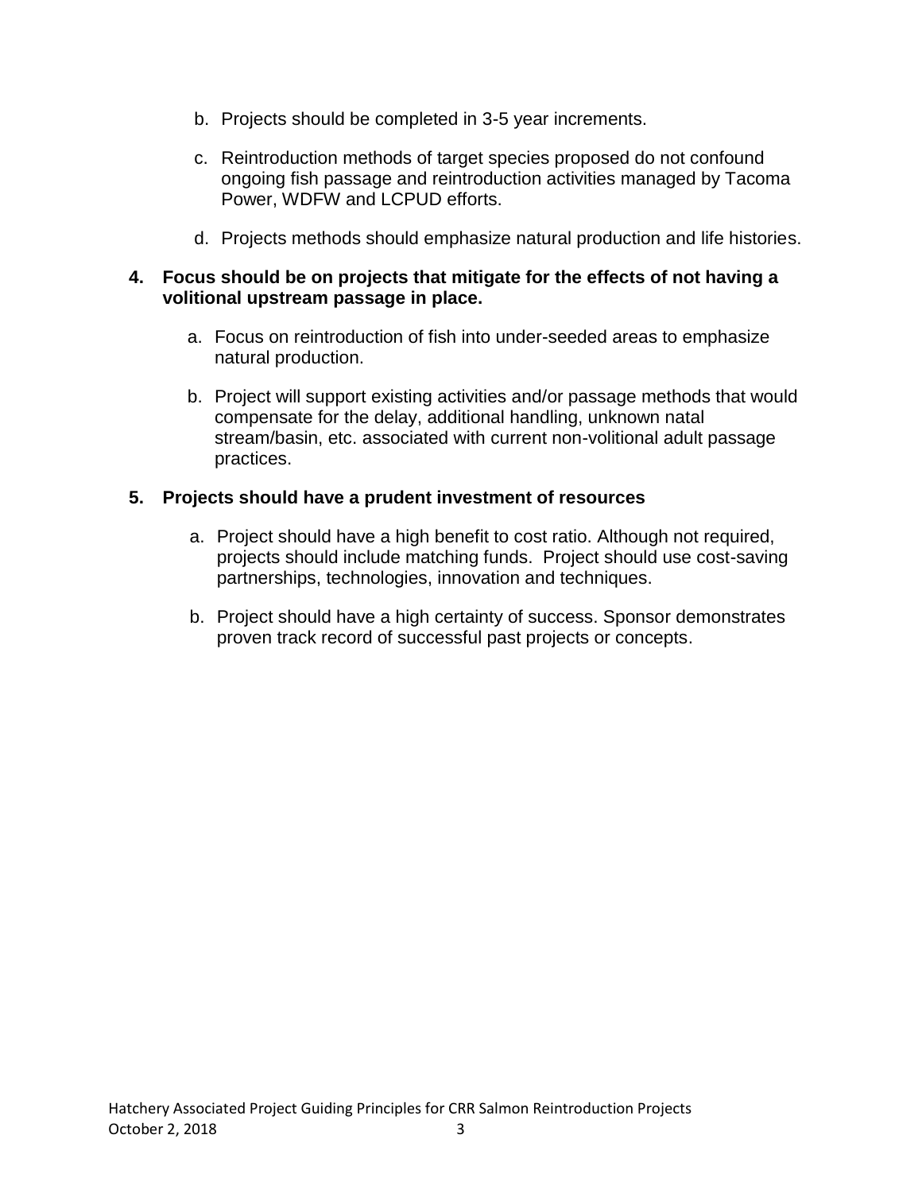b. Projects should be completed in 3-5 year increments.

c. Reintroduction methods of target species proposed do not confound ongoing fish passage and reintroduction activities managed by Tacoma Power, WDFW and LCPUD efforts.

d. Projects methods should emphasize natural production and life histories.

**4. Focus should be on projects that mitigate for the effects of not having a volitional upstream passage in place.**

a. Focus on reintroduction of fish into under-seeded areas to emphasize natural production.

b. Project will support existing activities and/or passage methods that would compensate for the delay, additional handling, unknown natal stream/basin, etc. associated with current non-volitional adult passage practices.

**5. Projects should have a prudent investment of resources**

a. Project should have a high benefit to cost ratio. Although not required, projects should include matching funds. Project should use cost-saving partnerships, technologies, innovation and techniques.

b. Project should have a high certainty of success. Sponsor demonstrates proven track record of successful past projects or concepts.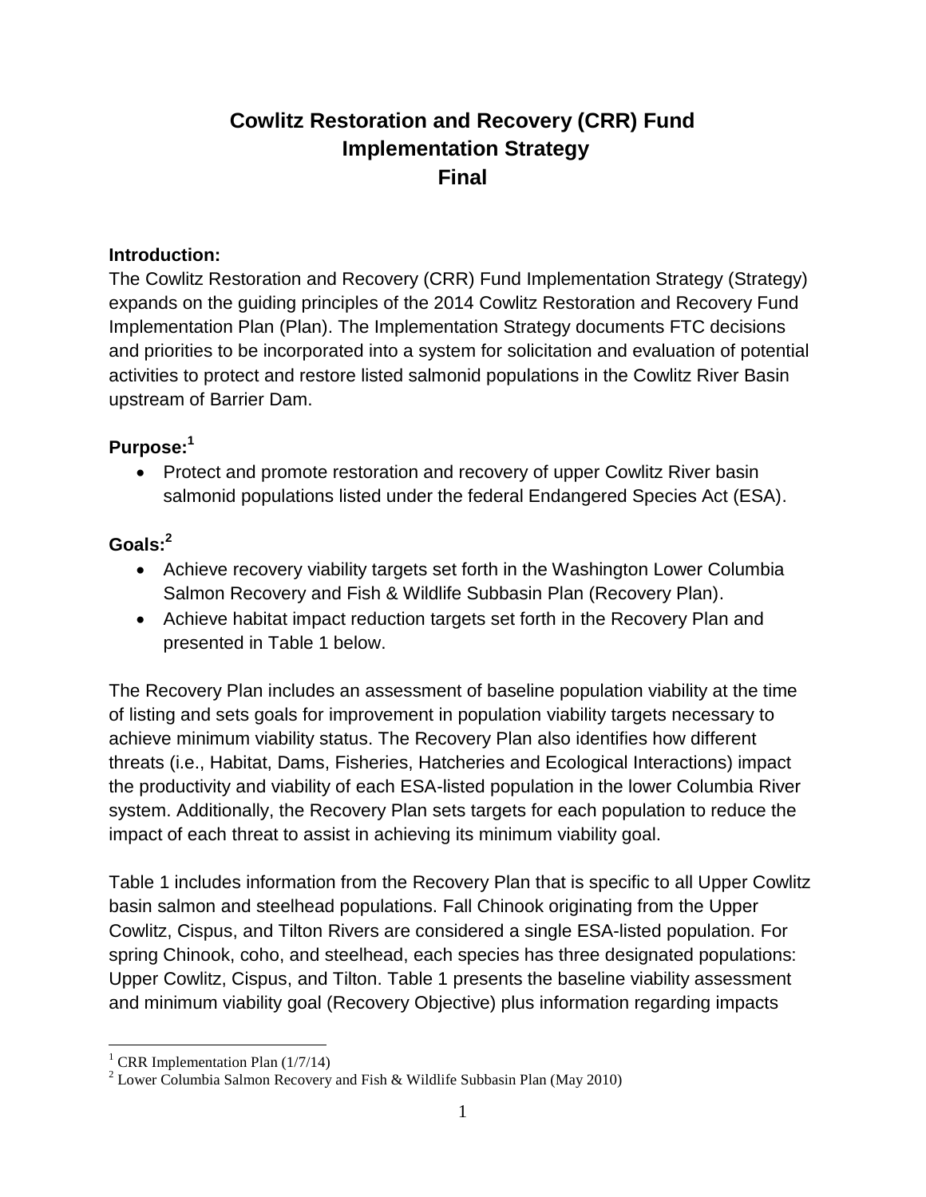# Cowlitz Restoration and Recovery (CRR) Fund Implementation Strategy Final

## Introduction:

The Cowlitz Restoration and Recovery (CRR) Fund Implementation Strategy (Strategy) expands on the guiding principles of the 2014 Cowlitz Restoration and Recovery Fund Implementation Plan (Plan). The Implementation Strategy documents FTC decisions and priorities to be incorporated into a system for solicitation and evaluation of potential activities to protect and restore listed salmonid populations in the Cowlitz River Basin upstream of Barrier Dam.

## Purpose:[1]

- Protect and promote restoration and recovery of upper Cowlitz River basin salmonid populations listed under the federal Endangered Species Act (ESA).

## Goals:[2]

- Achieve recovery viability targets set forth in the Washington Lower Columbia Salmon Recovery and Fish & Wildlife Subbasin Plan (Recovery Plan).
- Achieve habitat impact reduction targets set forth in the Recovery Plan and presented in Table 1 below.

The Recovery Plan includes an assessment of baseline population viability at the time of listing and sets goals for improvement in population viability targets necessary to achieve minimum viability status. The Recovery Plan also identifies how different threats (i.e., Habitat, Dams, Fisheries, Hatcheries and Ecological Interactions) impact the productivity and viability of each ESA-listed population in the lower Columbia River system. Additionally, the Recovery Plan sets targets for each population to reduce the impact of each threat to assist in achieving its minimum viability goal.

Table 1 includes information from the Recovery Plan that is specific to all Upper Cowlitz basin salmon and steelhead populations. Fall Chinook originating from the Upper Cowlitz, Cispus, and Tilton Rivers are considered a single ESA-listed population. For spring Chinook, coho, and steelhead, each species has three designated populations: Upper Cowlitz, Cispus, and Tilton. Table 1 presents the baseline viability assessment and minimum viability goal (Recovery Objective) plus information regarding impacts

[1] CRR Implementation Plan (1/7/14)

[2] Lower Columbia Salmon Recovery and Fish & Wildlife Subbasin Plan (May 2010)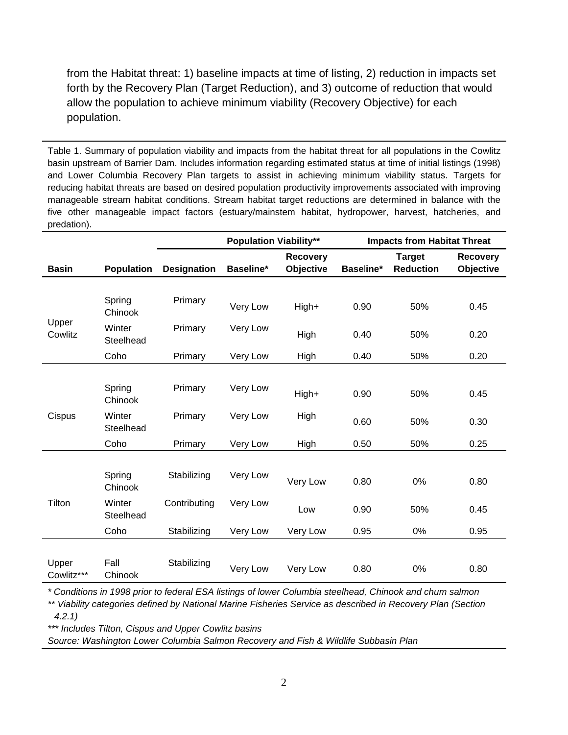from the Habitat threat: 1) baseline impacts at time of listing, 2) reduction in impacts set forth by the Recovery Plan (Target Reduction), and 3) outcome of reduction that would allow the population to achieve minimum viability (Recovery Objective) for each population.

Table 1. Summary of population viability and impacts from the habitat threat for all populations in the Cowlitz basin upstream of Barrier Dam. Includes information regarding estimated status at time of initial listings (1998) and Lower Columbia Recovery Plan targets to assist in achieving minimum viability status. Targets for reducing habitat threats are based on desired population productivity improvements associated with improving manageable stream habitat conditions. Stream habitat target reductions are determined in balance with the five other manageable impact factors (estuary/mainstem habitat, hydropower, harvest, hatcheries, and predation).

| | | | Population Viability** | | Impacts from Habitat Threat | | |
|---|---|---|---|---|---|---|---|
| **Basin** | **Population** | **Designation** | **Baseline*** | **Recovery Objective** | **Baseline*** | **Target Reduction** | **Recovery Objective** |
| Upper Cowlitz | Spring Chinook | Primary | Very Low | High+ | 0.90 | 50% | 0.45 |
| | Winter Steelhead | Primary | Very Low | High | 0.40 | 50% | 0.20 |
| | Coho | Primary | Very Low | High | 0.40 | 50% | 0.20 |
| Cispus | Spring Chinook | Primary | Very Low | High+ | 0.90 | 50% | 0.45 |
| | Winter Steelhead | Primary | Very Low | High | 0.60 | 50% | 0.30 |
| | Coho | Primary | Very Low | High | 0.50 | 50% | 0.25 |
| Tilton | Spring Chinook | Stabilizing | Very Low | Very Low | 0.80 | 0% | 0.80 |
| | Winter Steelhead | Contributing | Very Low | Low | 0.90 | 50% | 0.45 |
| | Coho | Stabilizing | Very Low | Very Low | 0.95 | 0% | 0.95 |
| Upper Cowlitz*** | Fall Chinook | Stabilizing | Very Low | Very Low | 0.80 | 0% | 0.80 |

*\* Conditions in 1998 prior to federal ESA listings of lower Columbia steelhead, Chinook and chum salmon*

*\*\* Viability categories defined by National Marine Fisheries Service as described in Recovery Plan (Section 4.2.1)*

*\*\*\* Includes Tilton, Cispus and Upper Cowlitz basins*

*Source: Washington Lower Columbia Salmon Recovery and Fish & Wildlife Subbasin Plan*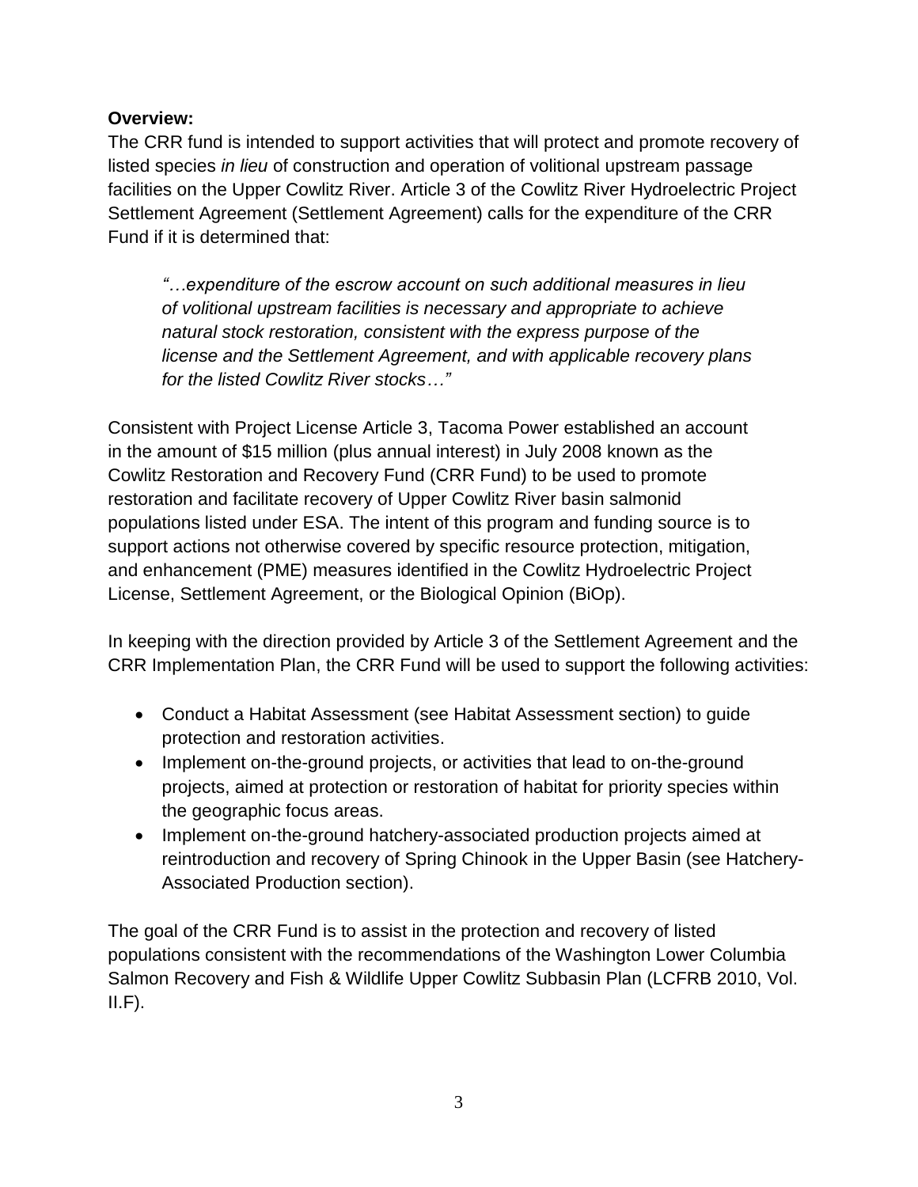**Overview:**

The CRR fund is intended to support activities that will protect and promote recovery of listed species *in lieu* of construction and operation of volitional upstream passage facilities on the Upper Cowlitz River. Article 3 of the Cowlitz River Hydroelectric Project Settlement Agreement (Settlement Agreement) calls for the expenditure of the CRR Fund if it is determined that:

> *"…expenditure of the escrow account on such additional measures in lieu of volitional upstream facilities is necessary and appropriate to achieve natural stock restoration, consistent with the express purpose of the license and the Settlement Agreement, and with applicable recovery plans for the listed Cowlitz River stocks…"*

Consistent with Project License Article 3, Tacoma Power established an account in the amount of $15 million (plus annual interest) in July 2008 known as the Cowlitz Restoration and Recovery Fund (CRR Fund) to be used to promote restoration and facilitate recovery of Upper Cowlitz River basin salmonid populations listed under ESA. The intent of this program and funding source is to support actions not otherwise covered by specific resource protection, mitigation, and enhancement (PME) measures identified in the Cowlitz Hydroelectric Project License, Settlement Agreement, or the Biological Opinion (BiOp).

In keeping with the direction provided by Article 3 of the Settlement Agreement and the CRR Implementation Plan, the CRR Fund will be used to support the following activities:

- Conduct a Habitat Assessment (see Habitat Assessment section) to guide protection and restoration activities.
- Implement on-the-ground projects, or activities that lead to on-the-ground projects, aimed at protection or restoration of habitat for priority species within the geographic focus areas.
- Implement on-the-ground hatchery-associated production projects aimed at reintroduction and recovery of Spring Chinook in the Upper Basin (see Hatchery-Associated Production section).

The goal of the CRR Fund is to assist in the protection and recovery of listed populations consistent with the recommendations of the Washington Lower Columbia Salmon Recovery and Fish & Wildlife Upper Cowlitz Subbasin Plan (LCFRB 2010, Vol. II.F).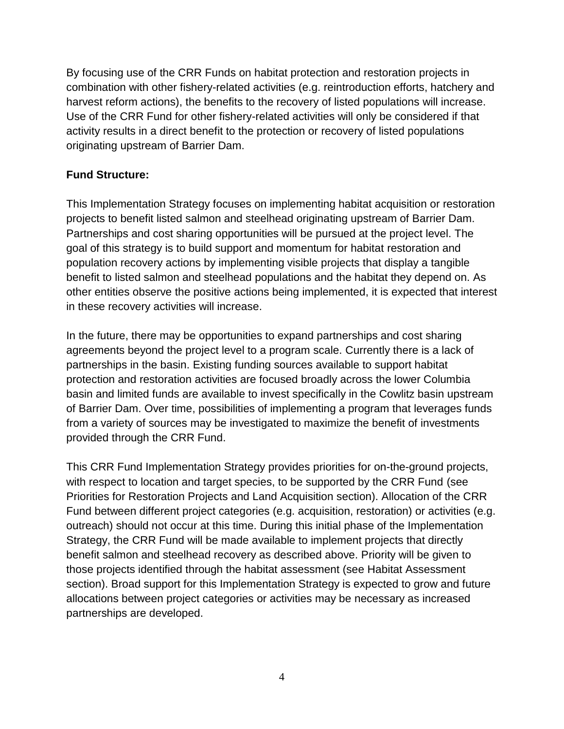By focusing use of the CRR Funds on habitat protection and restoration projects in combination with other fishery-related activities (e.g. reintroduction efforts, hatchery and harvest reform actions), the benefits to the recovery of listed populations will increase. Use of the CRR Fund for other fishery-related activities will only be considered if that activity results in a direct benefit to the protection or recovery of listed populations originating upstream of Barrier Dam.

**Fund Structure:**

This Implementation Strategy focuses on implementing habitat acquisition or restoration projects to benefit listed salmon and steelhead originating upstream of Barrier Dam. Partnerships and cost sharing opportunities will be pursued at the project level. The goal of this strategy is to build support and momentum for habitat restoration and population recovery actions by implementing visible projects that display a tangible benefit to listed salmon and steelhead populations and the habitat they depend on. As other entities observe the positive actions being implemented, it is expected that interest in these recovery activities will increase.

In the future, there may be opportunities to expand partnerships and cost sharing agreements beyond the project level to a program scale. Currently there is a lack of partnerships in the basin. Existing funding sources available to support habitat protection and restoration activities are focused broadly across the lower Columbia basin and limited funds are available to invest specifically in the Cowlitz basin upstream of Barrier Dam. Over time, possibilities of implementing a program that leverages funds from a variety of sources may be investigated to maximize the benefit of investments provided through the CRR Fund.

This CRR Fund Implementation Strategy provides priorities for on-the-ground projects, with respect to location and target species, to be supported by the CRR Fund (see Priorities for Restoration Projects and Land Acquisition section). Allocation of the CRR Fund between different project categories (e.g. acquisition, restoration) or activities (e.g. outreach) should not occur at this time. During this initial phase of the Implementation Strategy, the CRR Fund will be made available to implement projects that directly benefit salmon and steelhead recovery as described above. Priority will be given to those projects identified through the habitat assessment (see Habitat Assessment section). Broad support for this Implementation Strategy is expected to grow and future allocations between project categories or activities may be necessary as increased partnerships are developed.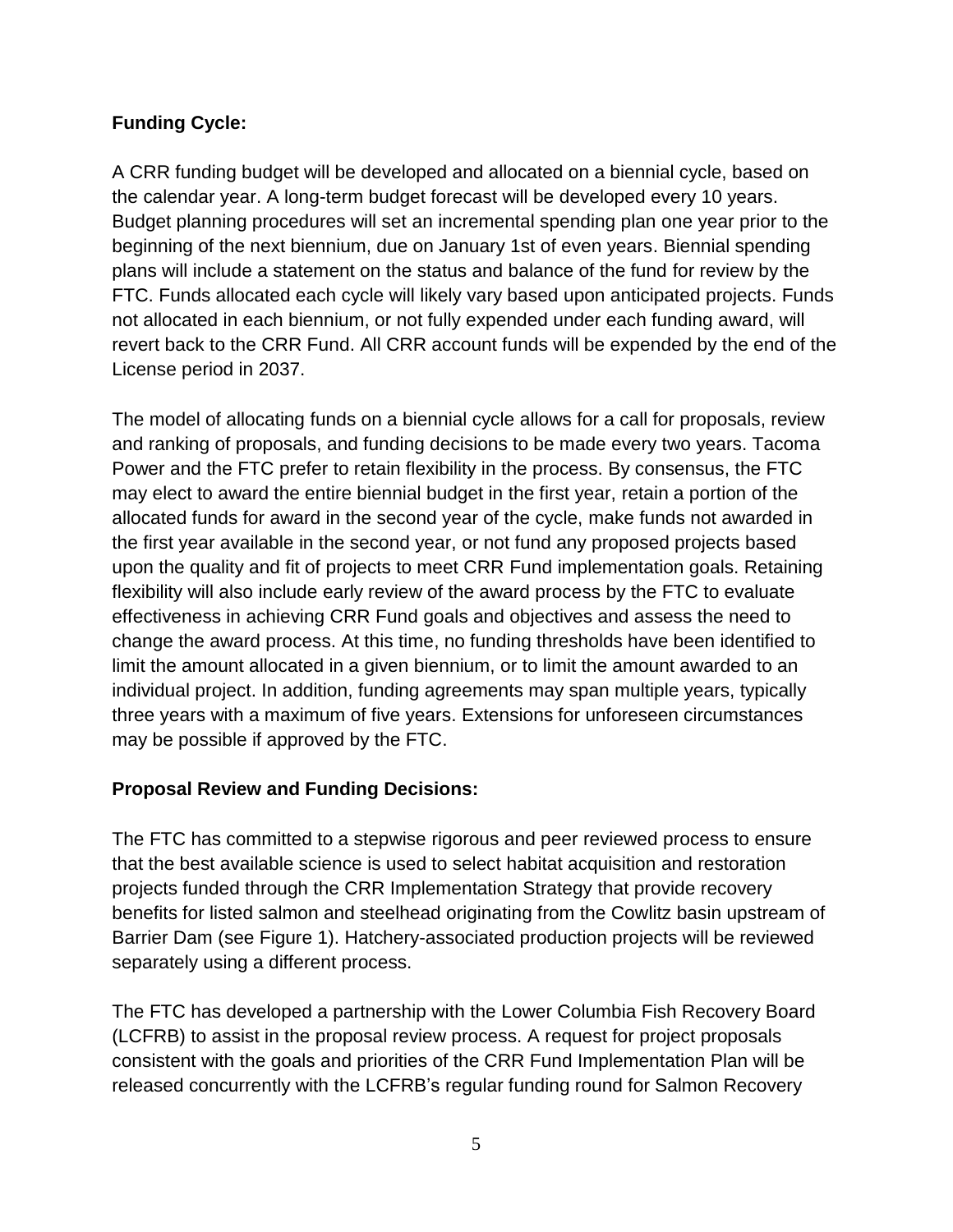**Funding Cycle:**

A CRR funding budget will be developed and allocated on a biennial cycle, based on the calendar year. A long-term budget forecast will be developed every 10 years. Budget planning procedures will set an incremental spending plan one year prior to the beginning of the next biennium, due on January 1st of even years. Biennial spending plans will include a statement on the status and balance of the fund for review by the FTC. Funds allocated each cycle will likely vary based upon anticipated projects. Funds not allocated in each biennium, or not fully expended under each funding award, will revert back to the CRR Fund. All CRR account funds will be expended by the end of the License period in 2037.

The model of allocating funds on a biennial cycle allows for a call for proposals, review and ranking of proposals, and funding decisions to be made every two years. Tacoma Power and the FTC prefer to retain flexibility in the process. By consensus, the FTC may elect to award the entire biennial budget in the first year, retain a portion of the allocated funds for award in the second year of the cycle, make funds not awarded in the first year available in the second year, or not fund any proposed projects based upon the quality and fit of projects to meet CRR Fund implementation goals. Retaining flexibility will also include early review of the award process by the FTC to evaluate effectiveness in achieving CRR Fund goals and objectives and assess the need to change the award process. At this time, no funding thresholds have been identified to limit the amount allocated in a given biennium, or to limit the amount awarded to an individual project. In addition, funding agreements may span multiple years, typically three years with a maximum of five years. Extensions for unforeseen circumstances may be possible if approved by the FTC.

**Proposal Review and Funding Decisions:**

The FTC has committed to a stepwise rigorous and peer reviewed process to ensure that the best available science is used to select habitat acquisition and restoration projects funded through the CRR Implementation Strategy that provide recovery benefits for listed salmon and steelhead originating from the Cowlitz basin upstream of Barrier Dam (see Figure 1). Hatchery-associated production projects will be reviewed separately using a different process.

The FTC has developed a partnership with the Lower Columbia Fish Recovery Board (LCFRB) to assist in the proposal review process. A request for project proposals consistent with the goals and priorities of the CRR Fund Implementation Plan will be released concurrently with the LCFRB's regular funding round for Salmon Recovery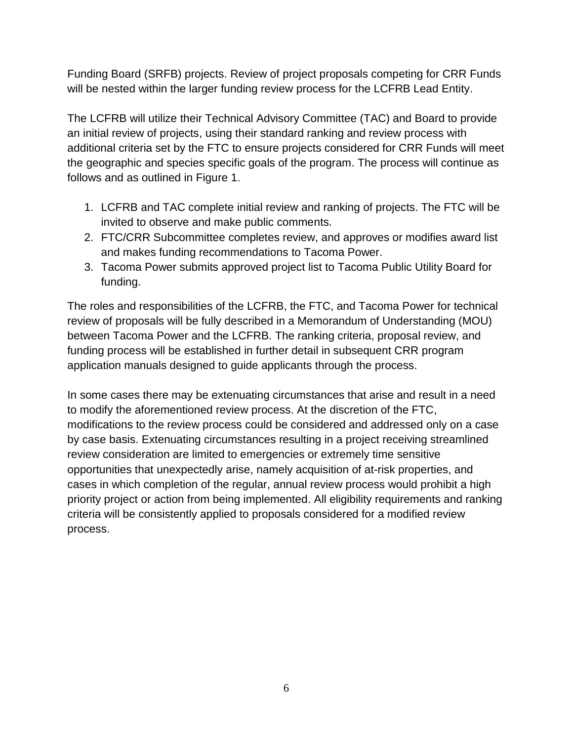Funding Board (SRFB) projects. Review of project proposals competing for CRR Funds will be nested within the larger funding review process for the LCFRB Lead Entity.

The LCFRB will utilize their Technical Advisory Committee (TAC) and Board to provide an initial review of projects, using their standard ranking and review process with additional criteria set by the FTC to ensure projects considered for CRR Funds will meet the geographic and species specific goals of the program. The process will continue as follows and as outlined in Figure 1.

1. LCFRB and TAC complete initial review and ranking of projects. The FTC will be invited to observe and make public comments.
2. FTC/CRR Subcommittee completes review, and approves or modifies award list and makes funding recommendations to Tacoma Power.
3. Tacoma Power submits approved project list to Tacoma Public Utility Board for funding.

The roles and responsibilities of the LCFRB, the FTC, and Tacoma Power for technical review of proposals will be fully described in a Memorandum of Understanding (MOU) between Tacoma Power and the LCFRB. The ranking criteria, proposal review, and funding process will be established in further detail in subsequent CRR program application manuals designed to guide applicants through the process.

In some cases there may be extenuating circumstances that arise and result in a need to modify the aforementioned review process. At the discretion of the FTC, modifications to the review process could be considered and addressed only on a case by case basis. Extenuating circumstances resulting in a project receiving streamlined review consideration are limited to emergencies or extremely time sensitive opportunities that unexpectedly arise, namely acquisition of at-risk properties, and cases in which completion of the regular, annual review process would prohibit a high priority project or action from being implemented. All eligibility requirements and ranking criteria will be consistently applied to proposals considered for a modified review process.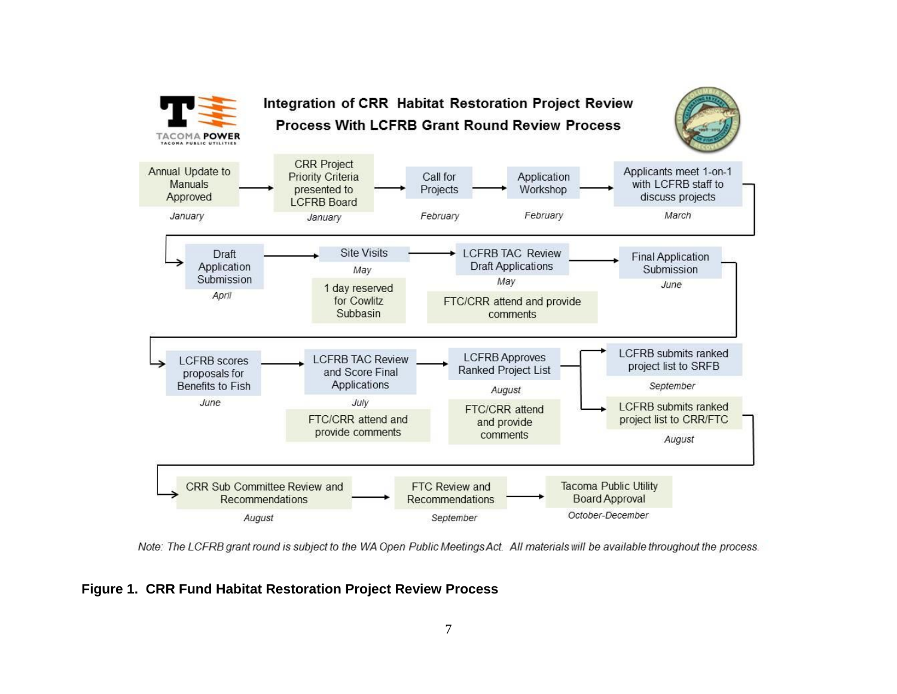**Integration of CRR Habitat Restoration Project Review Process With LCFRB Grant Round Review Process**

Annual Update to Manuals Approved — *January* → CRR Project Priority Criteria presented to LCFRB Board — *January* → Call for Projects — *February* → Application Workshop — *February* → Applicants meet 1-on-1 with LCFRB staff to discuss projects — *March*

→ Draft Application Submission — *April* → Site Visits — *May* (1 day reserved for Cowlitz Subbasin) → LCFRB TAC Review Draft Applications — *May* (FTC/CRR attend and provide comments) → Final Application Submission — *June*

→ LCFRB scores proposals for Benefits to Fish — *June* → LCFRB TAC Review and Score Final Applications — *July* (FTC/CRR attend and provide comments) → LCFRB Approves Ranked Project List — *August* (FTC/CRR attend and provide comments) → LCFRB submits ranked project list to SRFB — *September*; LCFRB submits ranked project list to CRR/FTC — *August*

→ CRR Sub Committee Review and Recommendations — *August* → FTC Review and Recommendations — *September* → Tacoma Public Utility Board Approval — *October-December*

*Note: The LCFRB grant round is subject to the WA Open Public Meetings Act. All materials will be available throughout the process.*

**Figure 1. CRR Fund Habitat Restoration Project Review Process**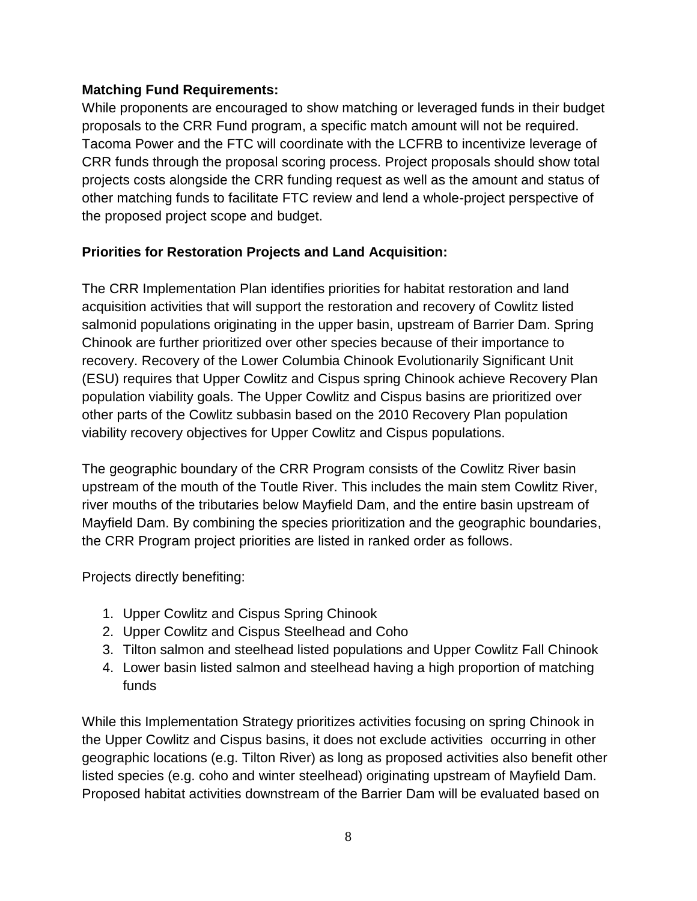**Matching Fund Requirements:**

While proponents are encouraged to show matching or leveraged funds in their budget proposals to the CRR Fund program, a specific match amount will not be required. Tacoma Power and the FTC will coordinate with the LCFRB to incentivize leverage of CRR funds through the proposal scoring process. Project proposals should show total projects costs alongside the CRR funding request as well as the amount and status of other matching funds to facilitate FTC review and lend a whole-project perspective of the proposed project scope and budget.

**Priorities for Restoration Projects and Land Acquisition:**

The CRR Implementation Plan identifies priorities for habitat restoration and land acquisition activities that will support the restoration and recovery of Cowlitz listed salmonid populations originating in the upper basin, upstream of Barrier Dam. Spring Chinook are further prioritized over other species because of their importance to recovery. Recovery of the Lower Columbia Chinook Evolutionarily Significant Unit (ESU) requires that Upper Cowlitz and Cispus spring Chinook achieve Recovery Plan population viability goals. The Upper Cowlitz and Cispus basins are prioritized over other parts of the Cowlitz subbasin based on the 2010 Recovery Plan population viability recovery objectives for Upper Cowlitz and Cispus populations.

The geographic boundary of the CRR Program consists of the Cowlitz River basin upstream of the mouth of the Toutle River. This includes the main stem Cowlitz River, river mouths of the tributaries below Mayfield Dam, and the entire basin upstream of Mayfield Dam. By combining the species prioritization and the geographic boundaries, the CRR Program project priorities are listed in ranked order as follows.

Projects directly benefiting:

1. Upper Cowlitz and Cispus Spring Chinook
2. Upper Cowlitz and Cispus Steelhead and Coho
3. Tilton salmon and steelhead listed populations and Upper Cowlitz Fall Chinook
4. Lower basin listed salmon and steelhead having a high proportion of matching funds

While this Implementation Strategy prioritizes activities focusing on spring Chinook in the Upper Cowlitz and Cispus basins, it does not exclude activities occurring in other geographic locations (e.g. Tilton River) as long as proposed activities also benefit other listed species (e.g. coho and winter steelhead) originating upstream of Mayfield Dam. Proposed habitat activities downstream of the Barrier Dam will be evaluated based on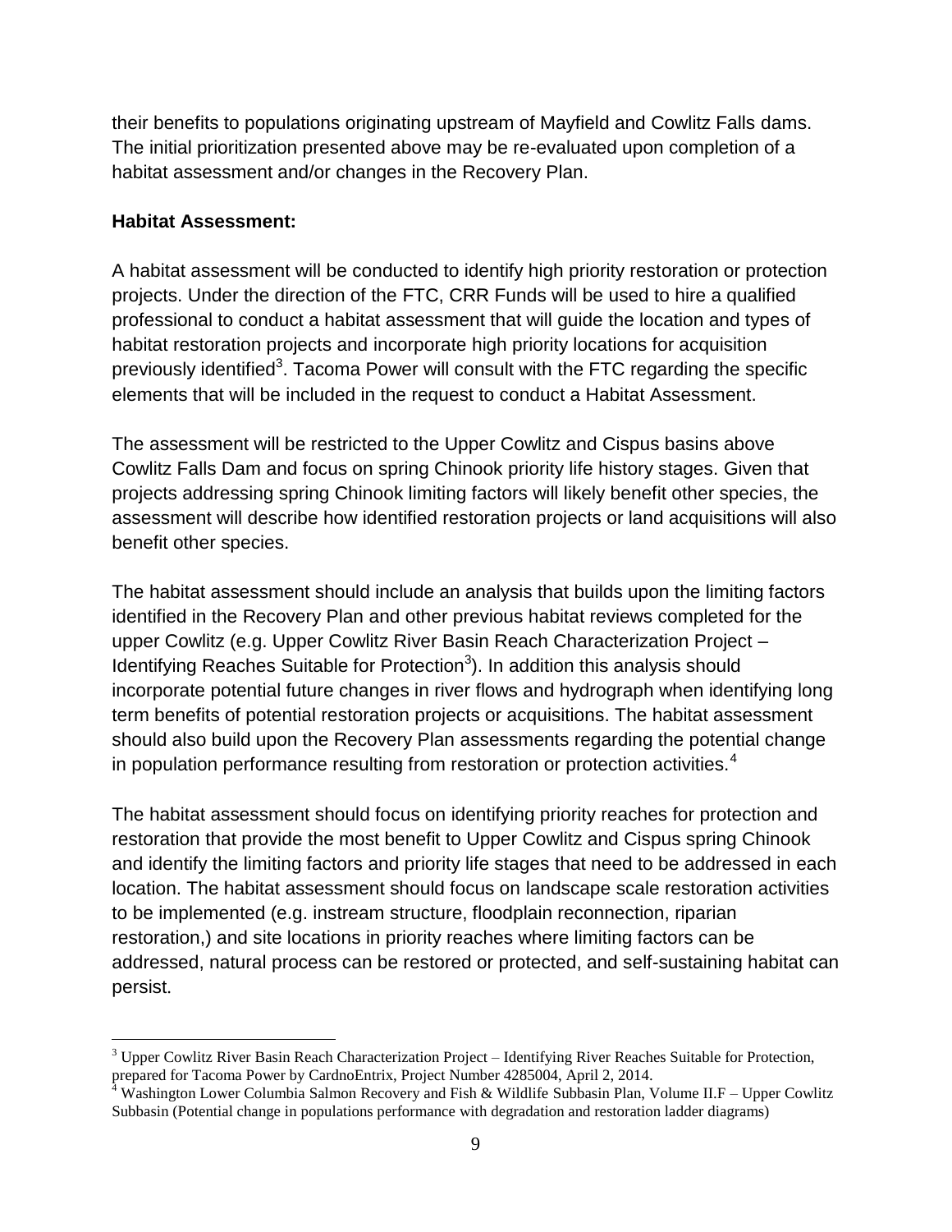their benefits to populations originating upstream of Mayfield and Cowlitz Falls dams. The initial prioritization presented above may be re-evaluated upon completion of a habitat assessment and/or changes in the Recovery Plan.

**Habitat Assessment:**

A habitat assessment will be conducted to identify high priority restoration or protection projects. Under the direction of the FTC, CRR Funds will be used to hire a qualified professional to conduct a habitat assessment that will guide the location and types of habitat restoration projects and incorporate high priority locations for acquisition previously identified[3]. Tacoma Power will consult with the FTC regarding the specific elements that will be included in the request to conduct a Habitat Assessment.

The assessment will be restricted to the Upper Cowlitz and Cispus basins above Cowlitz Falls Dam and focus on spring Chinook priority life history stages. Given that projects addressing spring Chinook limiting factors will likely benefit other species, the assessment will describe how identified restoration projects or land acquisitions will also benefit other species.

The habitat assessment should include an analysis that builds upon the limiting factors identified in the Recovery Plan and other previous habitat reviews completed for the upper Cowlitz (e.g. Upper Cowlitz River Basin Reach Characterization Project – Identifying Reaches Suitable for Protection[3]). In addition this analysis should incorporate potential future changes in river flows and hydrograph when identifying long term benefits of potential restoration projects or acquisitions. The habitat assessment should also build upon the Recovery Plan assessments regarding the potential change in population performance resulting from restoration or protection activities.[4]

The habitat assessment should focus on identifying priority reaches for protection and restoration that provide the most benefit to Upper Cowlitz and Cispus spring Chinook and identify the limiting factors and priority life stages that need to be addressed in each location. The habitat assessment should focus on landscape scale restoration activities to be implemented (e.g. instream structure, floodplain reconnection, riparian restoration,) and site locations in priority reaches where limiting factors can be addressed, natural process can be restored or protected, and self-sustaining habitat can persist.

---

[3] Upper Cowlitz River Basin Reach Characterization Project – Identifying River Reaches Suitable for Protection, prepared for Tacoma Power by CardnoEntrix, Project Number 4285004, April 2, 2014.

[4] Washington Lower Columbia Salmon Recovery and Fish & Wildlife Subbasin Plan, Volume II.F – Upper Cowlitz Subbasin (Potential change in populations performance with degradation and restoration ladder diagrams)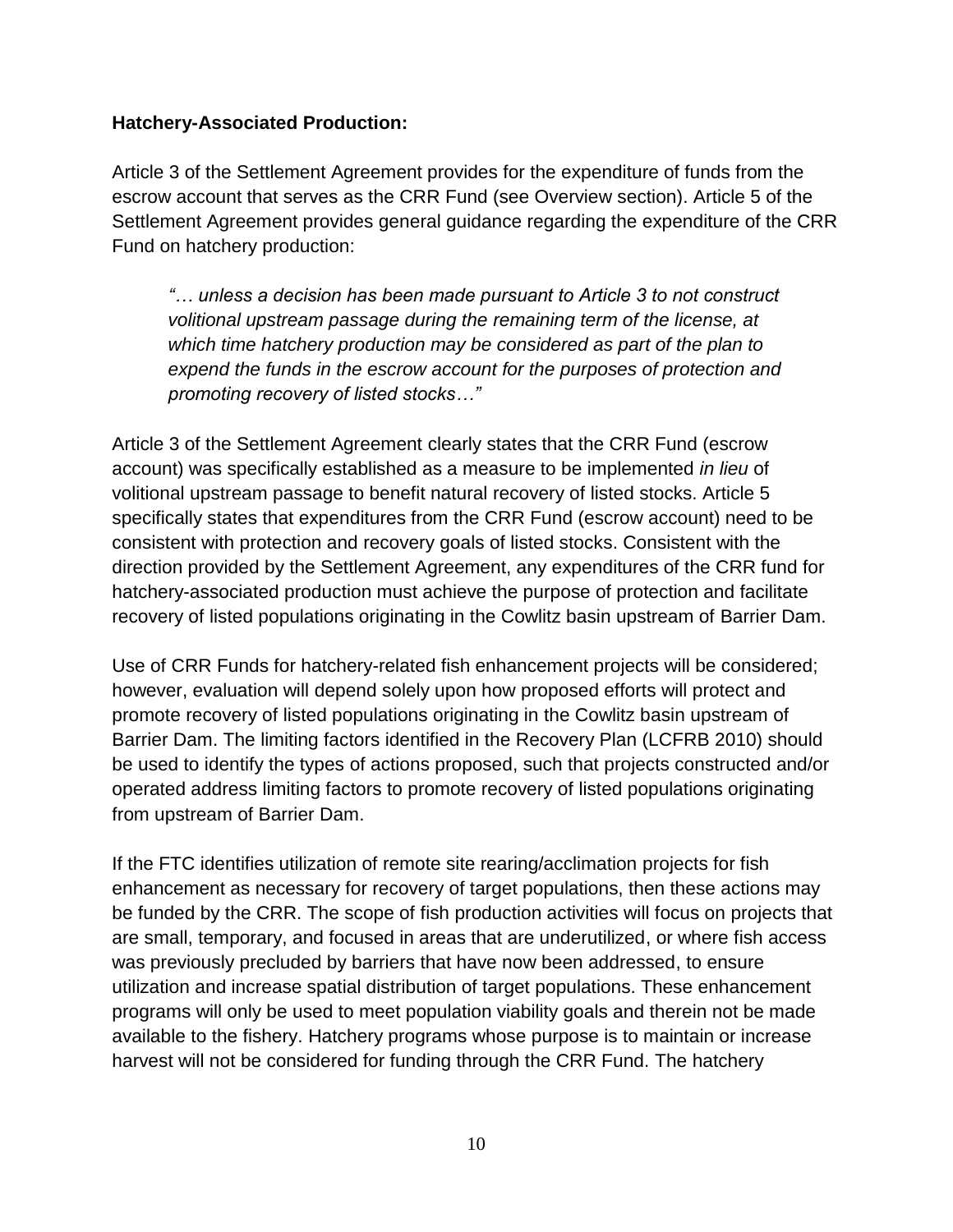**Hatchery-Associated Production:**

Article 3 of the Settlement Agreement provides for the expenditure of funds from the escrow account that serves as the CRR Fund (see Overview section). Article 5 of the Settlement Agreement provides general guidance regarding the expenditure of the CRR Fund on hatchery production:

> *"… unless a decision has been made pursuant to Article 3 to not construct volitional upstream passage during the remaining term of the license, at which time hatchery production may be considered as part of the plan to expend the funds in the escrow account for the purposes of protection and promoting recovery of listed stocks…"*

Article 3 of the Settlement Agreement clearly states that the CRR Fund (escrow account) was specifically established as a measure to be implemented *in lieu* of volitional upstream passage to benefit natural recovery of listed stocks. Article 5 specifically states that expenditures from the CRR Fund (escrow account) need to be consistent with protection and recovery goals of listed stocks. Consistent with the direction provided by the Settlement Agreement, any expenditures of the CRR fund for hatchery-associated production must achieve the purpose of protection and facilitate recovery of listed populations originating in the Cowlitz basin upstream of Barrier Dam.

Use of CRR Funds for hatchery-related fish enhancement projects will be considered; however, evaluation will depend solely upon how proposed efforts will protect and promote recovery of listed populations originating in the Cowlitz basin upstream of Barrier Dam. The limiting factors identified in the Recovery Plan (LCFRB 2010) should be used to identify the types of actions proposed, such that projects constructed and/or operated address limiting factors to promote recovery of listed populations originating from upstream of Barrier Dam.

If the FTC identifies utilization of remote site rearing/acclimation projects for fish enhancement as necessary for recovery of target populations, then these actions may be funded by the CRR. The scope of fish production activities will focus on projects that are small, temporary, and focused in areas that are underutilized, or where fish access was previously precluded by barriers that have now been addressed, to ensure utilization and increase spatial distribution of target populations. These enhancement programs will only be used to meet population viability goals and therein not be made available to the fishery. Hatchery programs whose purpose is to maintain or increase harvest will not be considered for funding through the CRR Fund. The hatchery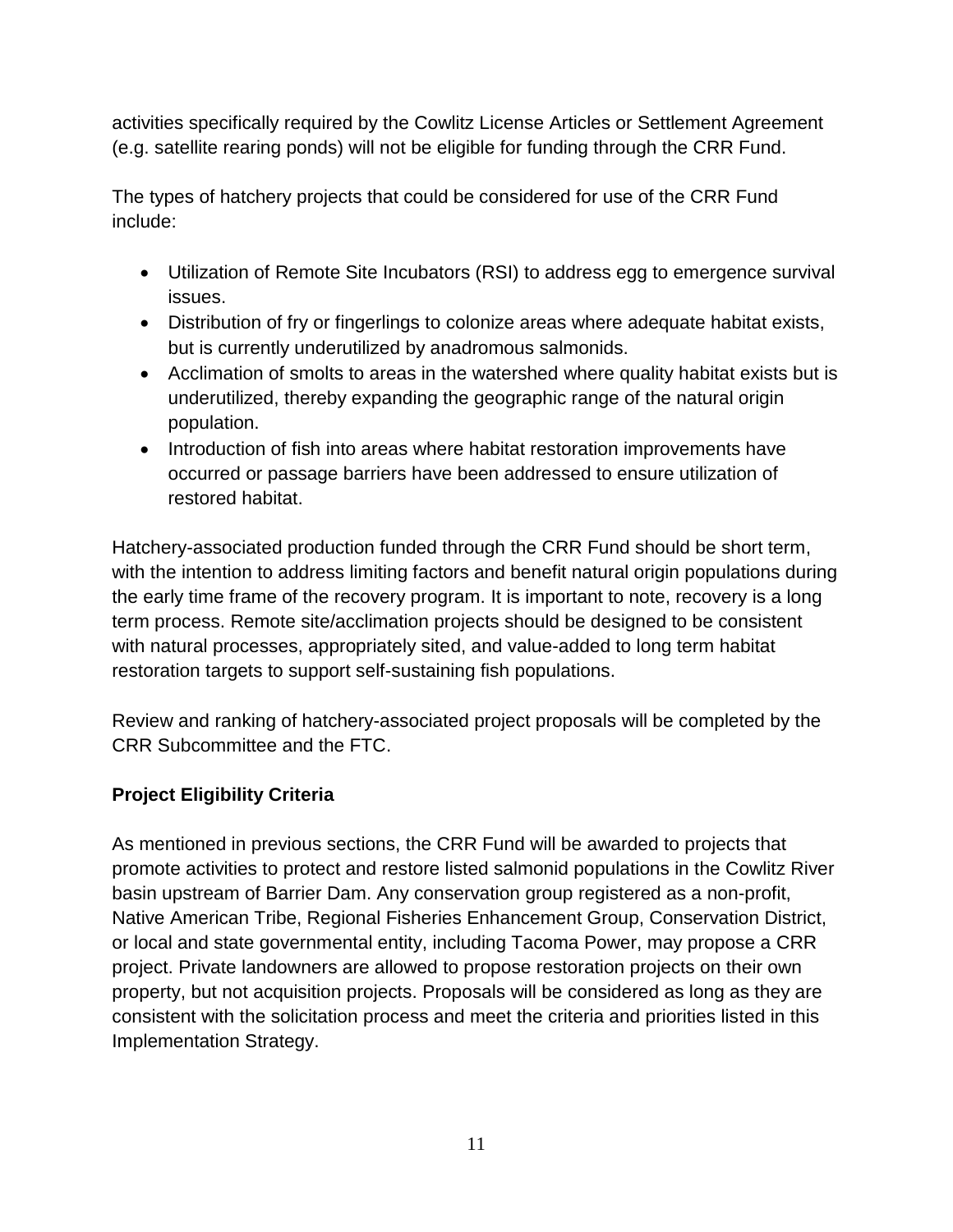activities specifically required by the Cowlitz License Articles or Settlement Agreement (e.g. satellite rearing ponds) will not be eligible for funding through the CRR Fund.

The types of hatchery projects that could be considered for use of the CRR Fund include:

- Utilization of Remote Site Incubators (RSI) to address egg to emergence survival issues.
- Distribution of fry or fingerlings to colonize areas where adequate habitat exists, but is currently underutilized by anadromous salmonids.
- Acclimation of smolts to areas in the watershed where quality habitat exists but is underutilized, thereby expanding the geographic range of the natural origin population.
- Introduction of fish into areas where habitat restoration improvements have occurred or passage barriers have been addressed to ensure utilization of restored habitat.

Hatchery-associated production funded through the CRR Fund should be short term, with the intention to address limiting factors and benefit natural origin populations during the early time frame of the recovery program. It is important to note, recovery is a long term process. Remote site/acclimation projects should be designed to be consistent with natural processes, appropriately sited, and value-added to long term habitat restoration targets to support self-sustaining fish populations.

Review and ranking of hatchery-associated project proposals will be completed by the CRR Subcommittee and the FTC.

**Project Eligibility Criteria**

As mentioned in previous sections, the CRR Fund will be awarded to projects that promote activities to protect and restore listed salmonid populations in the Cowlitz River basin upstream of Barrier Dam. Any conservation group registered as a non-profit, Native American Tribe, Regional Fisheries Enhancement Group, Conservation District, or local and state governmental entity, including Tacoma Power, may propose a CRR project. Private landowners are allowed to propose restoration projects on their own property, but not acquisition projects. Proposals will be considered as long as they are consistent with the solicitation process and meet the criteria and priorities listed in this Implementation Strategy.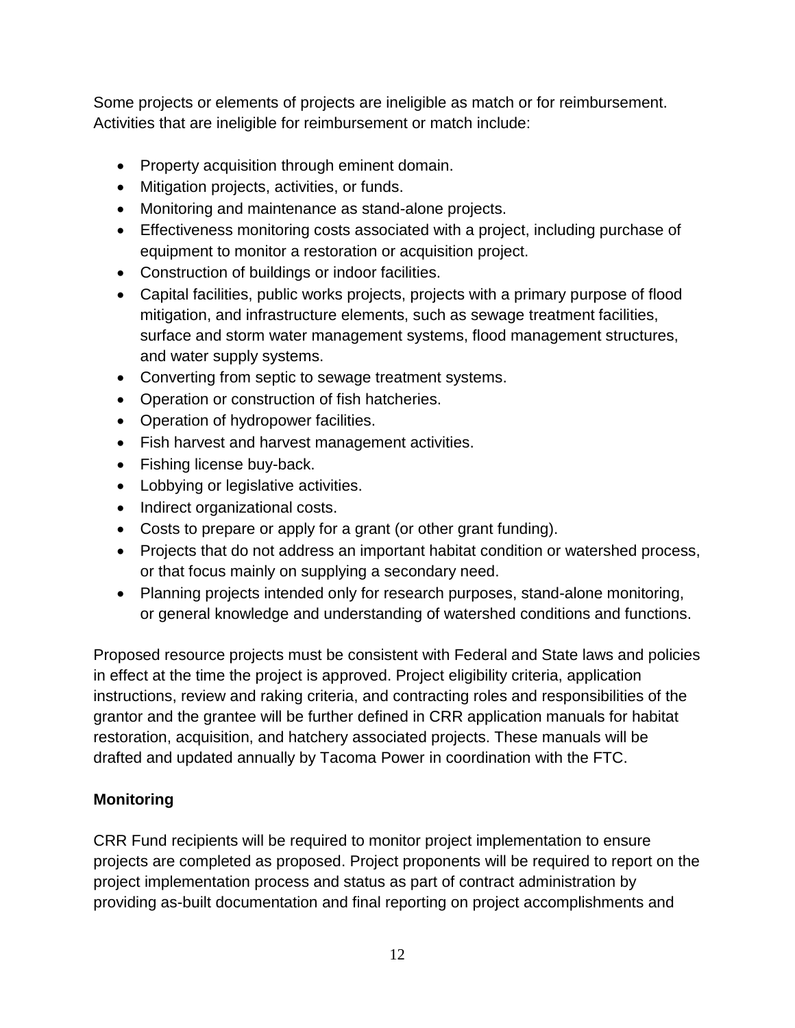Some projects or elements of projects are ineligible as match or for reimbursement. Activities that are ineligible for reimbursement or match include:

- Property acquisition through eminent domain.
- Mitigation projects, activities, or funds.
- Monitoring and maintenance as stand-alone projects.
- Effectiveness monitoring costs associated with a project, including purchase of equipment to monitor a restoration or acquisition project.
- Construction of buildings or indoor facilities.
- Capital facilities, public works projects, projects with a primary purpose of flood mitigation, and infrastructure elements, such as sewage treatment facilities, surface and storm water management systems, flood management structures, and water supply systems.
- Converting from septic to sewage treatment systems.
- Operation or construction of fish hatcheries.
- Operation of hydropower facilities.
- Fish harvest and harvest management activities.
- Fishing license buy-back.
- Lobbying or legislative activities.
- Indirect organizational costs.
- Costs to prepare or apply for a grant (or other grant funding).
- Projects that do not address an important habitat condition or watershed process, or that focus mainly on supplying a secondary need.
- Planning projects intended only for research purposes, stand-alone monitoring, or general knowledge and understanding of watershed conditions and functions.

Proposed resource projects must be consistent with Federal and State laws and policies in effect at the time the project is approved. Project eligibility criteria, application instructions, review and raking criteria, and contracting roles and responsibilities of the grantor and the grantee will be further defined in CRR application manuals for habitat restoration, acquisition, and hatchery associated projects. These manuals will be drafted and updated annually by Tacoma Power in coordination with the FTC.

**Monitoring**

CRR Fund recipients will be required to monitor project implementation to ensure projects are completed as proposed. Project proponents will be required to report on the project implementation process and status as part of contract administration by providing as-built documentation and final reporting on project accomplishments and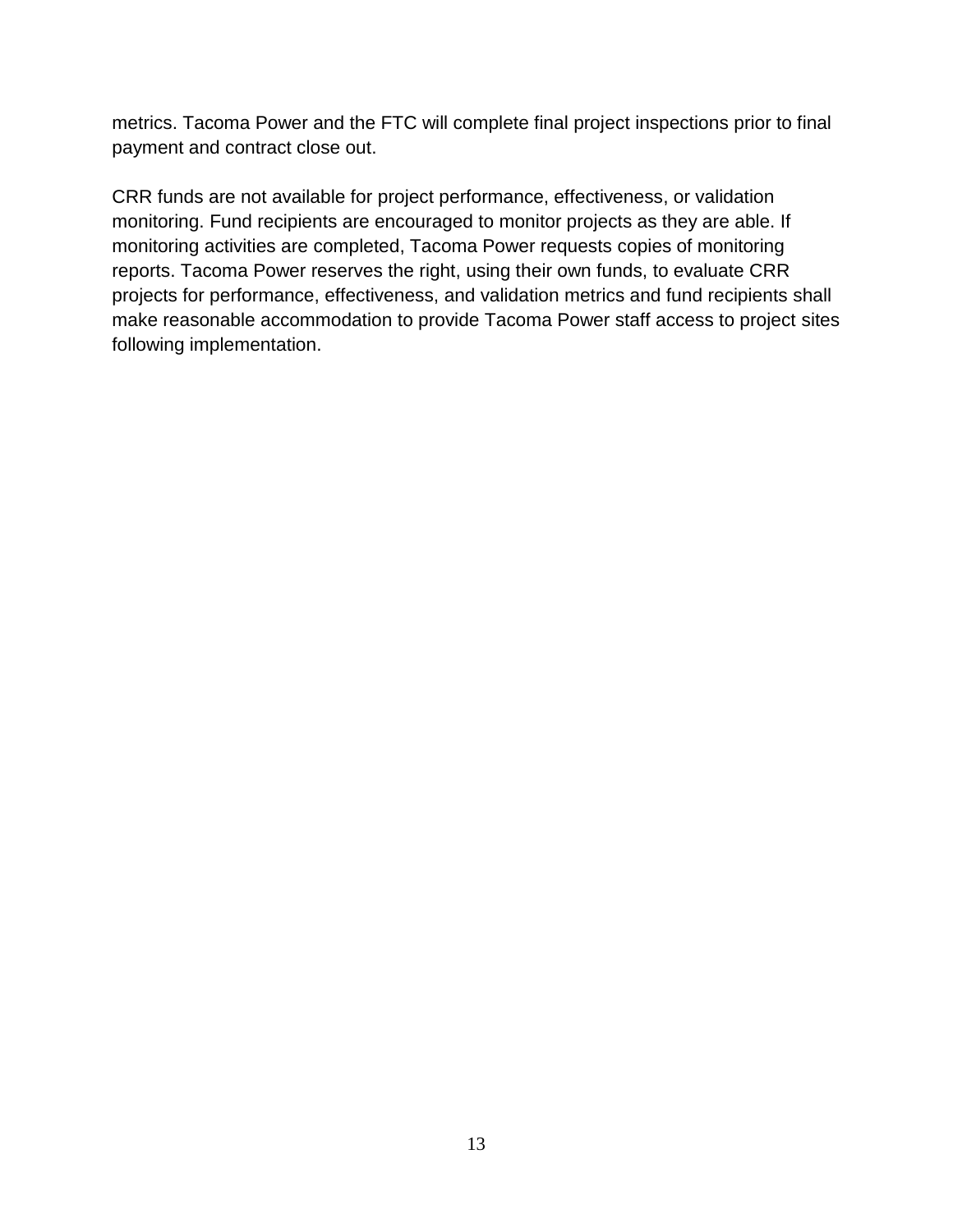metrics. Tacoma Power and the FTC will complete final project inspections prior to final payment and contract close out.

CRR funds are not available for project performance, effectiveness, or validation monitoring. Fund recipients are encouraged to monitor projects as they are able. If monitoring activities are completed, Tacoma Power requests copies of monitoring reports. Tacoma Power reserves the right, using their own funds, to evaluate CRR projects for performance, effectiveness, and validation metrics and fund recipients shall make reasonable accommodation to provide Tacoma Power staff access to project sites following implementation.